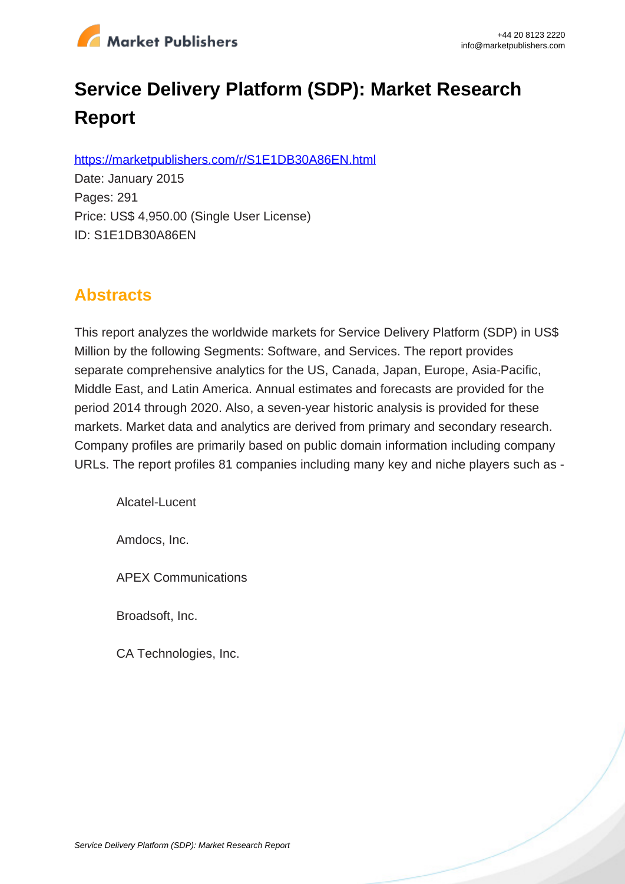# Service Delivery Platform (SDP): Market Research Report

https://marketpublishers.com/r/S1E1DB30A86EN.html

Date: January 2015

Pages: 291

Price: US$ 4,950.00 (Single User License)

ID: S1E1DB30A86EN

## Abstracts

This report analyzes the worldwide markets for Service Delivery Platform (SDP) in US$ Million by the following Segments: Software, and Services. The report provides separate comprehensive analytics for the US, Canada, Japan, Europe, Asia-Pacific, Middle East, and Latin America. Annual estimates and forecasts are provided for the period 2014 through 2020. Also, a seven-year historic analysis is provided for these markets. Market data and analytics are derived from primary and secondary research. Company profiles are primarily based on public domain information including company URLs. The report profiles 81 companies including many key and niche players such as -

Alcatel-Lucent

Amdocs, Inc.

APEX Communications

Broadsoft, Inc.

CA Technologies, Inc.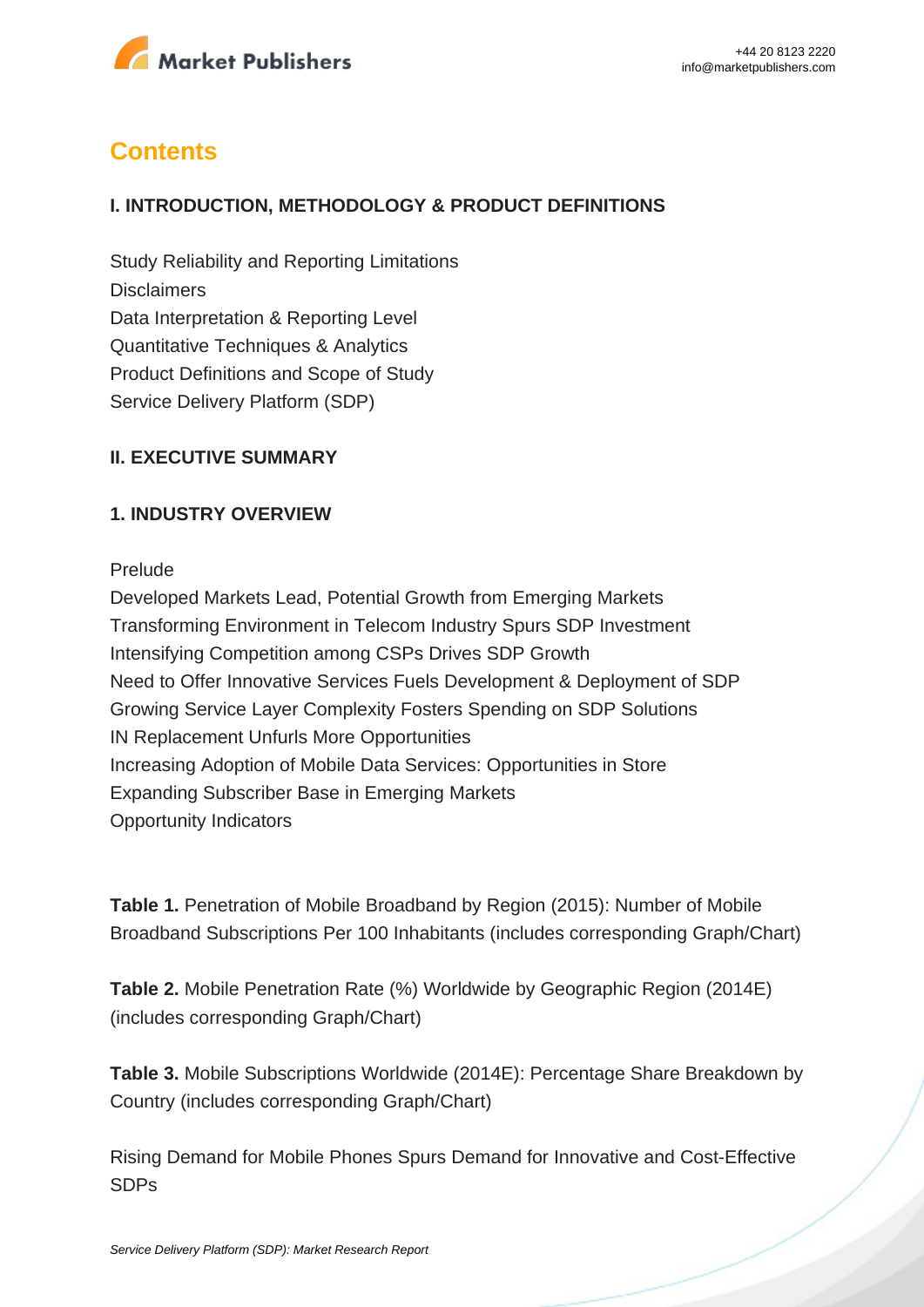# Contents

### I. INTRODUCTION, METHODOLOGY & PRODUCT DEFINITIONS

Study Reliability and Reporting Limitations
Disclaimers
Data Interpretation & Reporting Level
Quantitative Techniques & Analytics
Product Definitions and Scope of Study
Service Delivery Platform (SDP)

### II. EXECUTIVE SUMMARY

### 1. INDUSTRY OVERVIEW

Prelude
Developed Markets Lead, Potential Growth from Emerging Markets
Transforming Environment in Telecom Industry Spurs SDP Investment
Intensifying Competition among CSPs Drives SDP Growth
Need to Offer Innovative Services Fuels Development & Deployment of SDP
Growing Service Layer Complexity Fosters Spending on SDP Solutions
IN Replacement Unfurls More Opportunities
Increasing Adoption of Mobile Data Services: Opportunities in Store
Expanding Subscriber Base in Emerging Markets
Opportunity Indicators

**Table 1.** Penetration of Mobile Broadband by Region (2015): Number of Mobile Broadband Subscriptions Per 100 Inhabitants (includes corresponding Graph/Chart)

**Table 2.** Mobile Penetration Rate (%) Worldwide by Geographic Region (2014E) (includes corresponding Graph/Chart)

**Table 3.** Mobile Subscriptions Worldwide (2014E): Percentage Share Breakdown by Country (includes corresponding Graph/Chart)

Rising Demand for Mobile Phones Spurs Demand for Innovative and Cost-Effective SDPs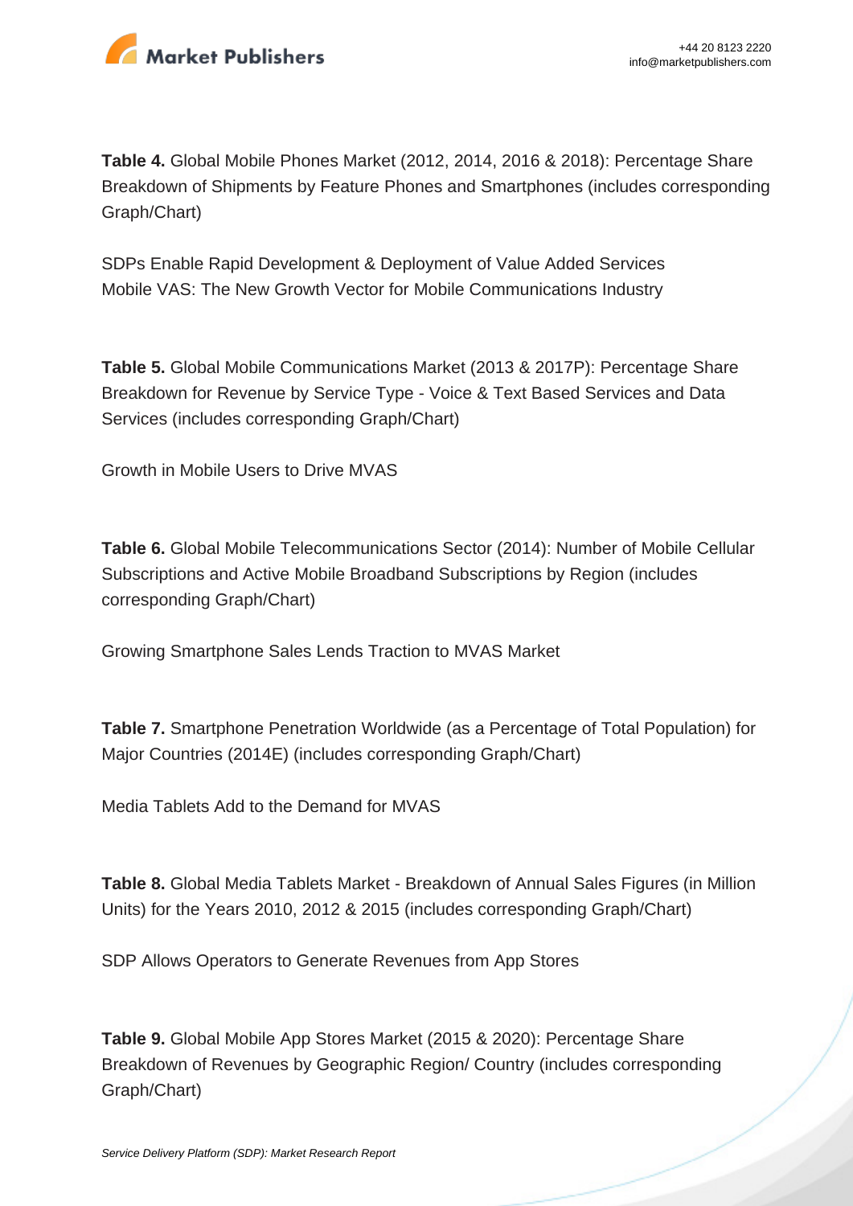**Table 4.** Global Mobile Phones Market (2012, 2014, 2016 & 2018): Percentage Share Breakdown of Shipments by Feature Phones and Smartphones (includes corresponding Graph/Chart)

SDPs Enable Rapid Development & Deployment of Value Added Services
Mobile VAS: The New Growth Vector for Mobile Communications Industry

**Table 5.** Global Mobile Communications Market (2013 & 2017P): Percentage Share Breakdown for Revenue by Service Type - Voice & Text Based Services and Data Services (includes corresponding Graph/Chart)

Growth in Mobile Users to Drive MVAS

**Table 6.** Global Mobile Telecommunications Sector (2014): Number of Mobile Cellular Subscriptions and Active Mobile Broadband Subscriptions by Region (includes corresponding Graph/Chart)

Growing Smartphone Sales Lends Traction to MVAS Market

**Table 7.** Smartphone Penetration Worldwide (as a Percentage of Total Population) for Major Countries (2014E) (includes corresponding Graph/Chart)

Media Tablets Add to the Demand for MVAS

**Table 8.** Global Media Tablets Market - Breakdown of Annual Sales Figures (in Million Units) for the Years 2010, 2012 & 2015 (includes corresponding Graph/Chart)

SDP Allows Operators to Generate Revenues from App Stores

**Table 9.** Global Mobile App Stores Market (2015 & 2020): Percentage Share Breakdown of Revenues by Geographic Region/ Country (includes corresponding Graph/Chart)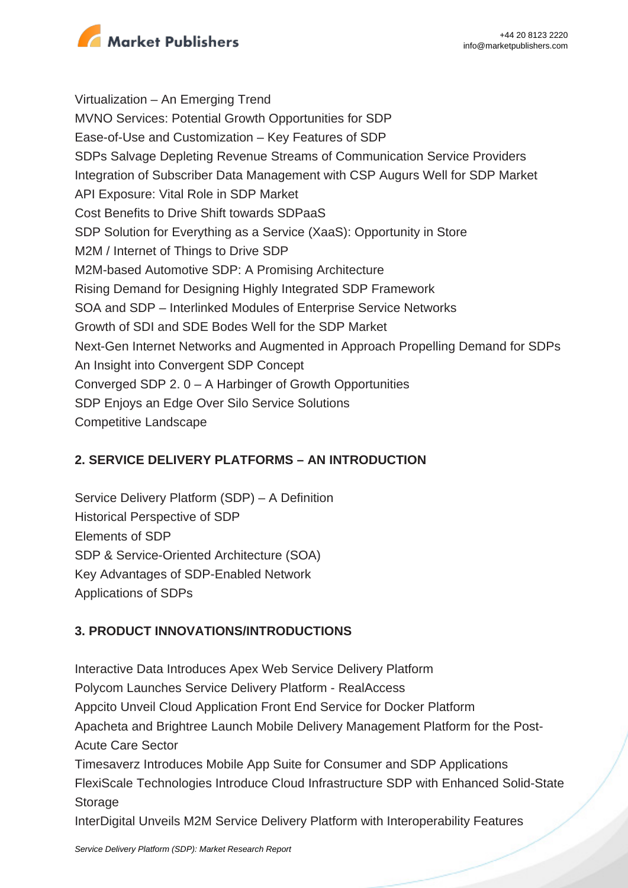Virtualization – An Emerging Trend
MVNO Services: Potential Growth Opportunities for SDP
Ease-of-Use and Customization – Key Features of SDP
SDPs Salvage Depleting Revenue Streams of Communication Service Providers
Integration of Subscriber Data Management with CSP Augurs Well for SDP Market
API Exposure: Vital Role in SDP Market
Cost Benefits to Drive Shift towards SDPaaS
SDP Solution for Everything as a Service (XaaS): Opportunity in Store
M2M / Internet of Things to Drive SDP
M2M-based Automotive SDP: A Promising Architecture
Rising Demand for Designing Highly Integrated SDP Framework
SOA and SDP – Interlinked Modules of Enterprise Service Networks
Growth of SDI and SDE Bodes Well for the SDP Market
Next-Gen Internet Networks and Augmented in Approach Propelling Demand for SDPs
An Insight into Convergent SDP Concept
Converged SDP 2. 0 – A Harbinger of Growth Opportunities
SDP Enjoys an Edge Over Silo Service Solutions
Competitive Landscape

**2. SERVICE DELIVERY PLATFORMS – AN INTRODUCTION**

Service Delivery Platform (SDP) – A Definition
Historical Perspective of SDP
Elements of SDP
SDP & Service-Oriented Architecture (SOA)
Key Advantages of SDP-Enabled Network
Applications of SDPs

**3. PRODUCT INNOVATIONS/INTRODUCTIONS**

Interactive Data Introduces Apex Web Service Delivery Platform
Polycom Launches Service Delivery Platform - RealAccess
Appcito Unveil Cloud Application Front End Service for Docker Platform
Apacheta and Brightree Launch Mobile Delivery Management Platform for the Post-Acute Care Sector
Timesaverz Introduces Mobile App Suite for Consumer and SDP Applications
FlexiScale Technologies Introduce Cloud Infrastructure SDP with Enhanced Solid-State Storage
InterDigital Unveils M2M Service Delivery Platform with Interoperability Features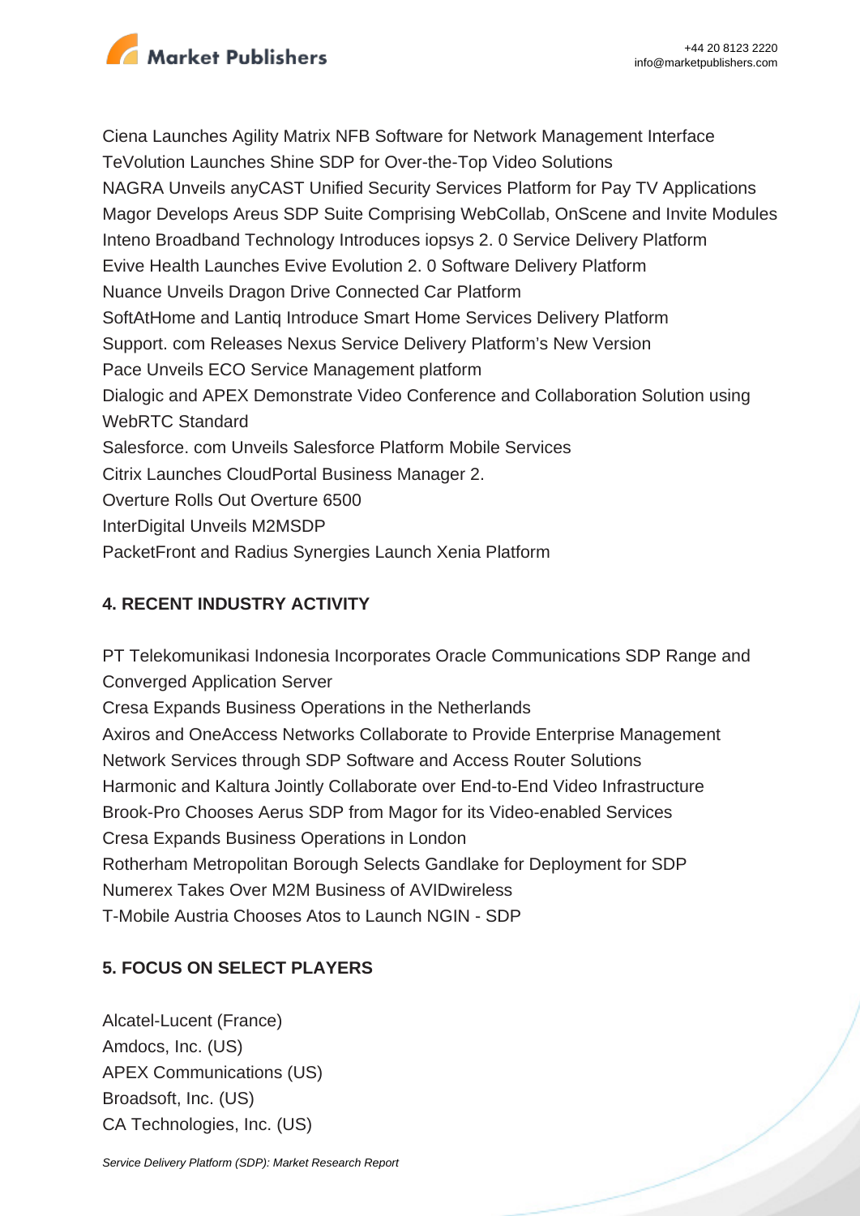Ciena Launches Agility Matrix NFB Software for Network Management Interface
TeVolution Launches Shine SDP for Over-the-Top Video Solutions
NAGRA Unveils anyCAST Unified Security Services Platform for Pay TV Applications
Magor Develops Areus SDP Suite Comprising WebCollab, OnScene and Invite Modules
Inteno Broadband Technology Introduces iopsys 2. 0 Service Delivery Platform
Evive Health Launches Evive Evolution 2. 0 Software Delivery Platform
Nuance Unveils Dragon Drive Connected Car Platform
SoftAtHome and Lantiq Introduce Smart Home Services Delivery Platform
Support. com Releases Nexus Service Delivery Platform's New Version
Pace Unveils ECO Service Management platform
Dialogic and APEX Demonstrate Video Conference and Collaboration Solution using WebRTC Standard
Salesforce. com Unveils Salesforce Platform Mobile Services
Citrix Launches CloudPortal Business Manager 2.
Overture Rolls Out Overture 6500
InterDigital Unveils M2MSDP
PacketFront and Radius Synergies Launch Xenia Platform

## 4. RECENT INDUSTRY ACTIVITY

PT Telekomunikasi Indonesia Incorporates Oracle Communications SDP Range and Converged Application Server
Cresa Expands Business Operations in the Netherlands
Axiros and OneAccess Networks Collaborate to Provide Enterprise Management Network Services through SDP Software and Access Router Solutions
Harmonic and Kaltura Jointly Collaborate over End-to-End Video Infrastructure
Brook-Pro Chooses Aerus SDP from Magor for its Video-enabled Services
Cresa Expands Business Operations in London
Rotherham Metropolitan Borough Selects Gandlake for Deployment for SDP
Numerex Takes Over M2M Business of AVIDwireless
T-Mobile Austria Chooses Atos to Launch NGIN - SDP

## 5. FOCUS ON SELECT PLAYERS

Alcatel-Lucent (France)
Amdocs, Inc. (US)
APEX Communications (US)
Broadsoft, Inc. (US)
CA Technologies, Inc. (US)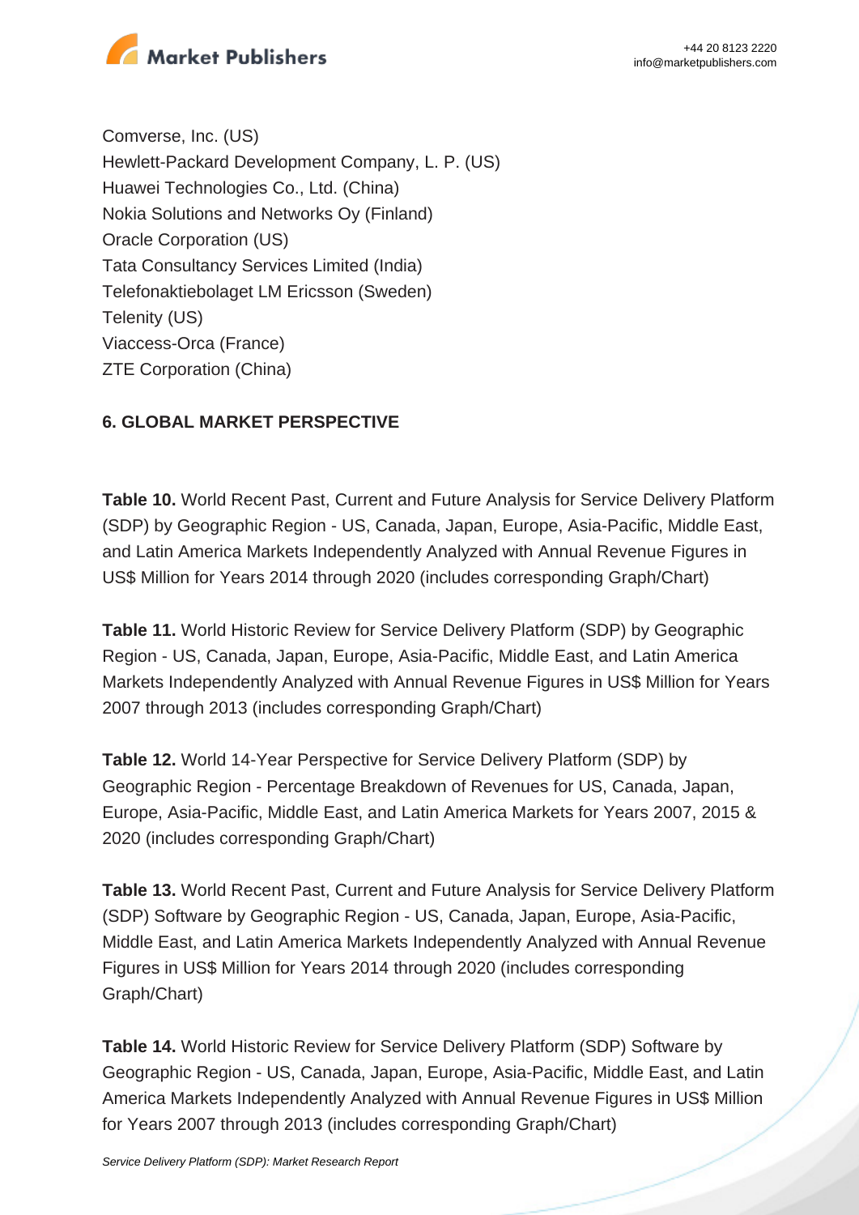Comverse, Inc. (US)
Hewlett-Packard Development Company, L. P. (US)
Huawei Technologies Co., Ltd. (China)
Nokia Solutions and Networks Oy (Finland)
Oracle Corporation (US)
Tata Consultancy Services Limited (India)
Telefonaktiebolaget LM Ericsson (Sweden)
Telenity (US)
Viaccess-Orca (France)
ZTE Corporation (China)

**6. GLOBAL MARKET PERSPECTIVE**

**Table 10.** World Recent Past, Current and Future Analysis for Service Delivery Platform (SDP) by Geographic Region - US, Canada, Japan, Europe, Asia-Pacific, Middle East, and Latin America Markets Independently Analyzed with Annual Revenue Figures in US$ Million for Years 2014 through 2020 (includes corresponding Graph/Chart)

**Table 11.** World Historic Review for Service Delivery Platform (SDP) by Geographic Region - US, Canada, Japan, Europe, Asia-Pacific, Middle East, and Latin America Markets Independently Analyzed with Annual Revenue Figures in US$ Million for Years 2007 through 2013 (includes corresponding Graph/Chart)

**Table 12.** World 14-Year Perspective for Service Delivery Platform (SDP) by Geographic Region - Percentage Breakdown of Revenues for US, Canada, Japan, Europe, Asia-Pacific, Middle East, and Latin America Markets for Years 2007, 2015 & 2020 (includes corresponding Graph/Chart)

**Table 13.** World Recent Past, Current and Future Analysis for Service Delivery Platform (SDP) Software by Geographic Region - US, Canada, Japan, Europe, Asia-Pacific, Middle East, and Latin America Markets Independently Analyzed with Annual Revenue Figures in US$ Million for Years 2014 through 2020 (includes corresponding Graph/Chart)

**Table 14.** World Historic Review for Service Delivery Platform (SDP) Software by Geographic Region - US, Canada, Japan, Europe, Asia-Pacific, Middle East, and Latin America Markets Independently Analyzed with Annual Revenue Figures in US$ Million for Years 2007 through 2013 (includes corresponding Graph/Chart)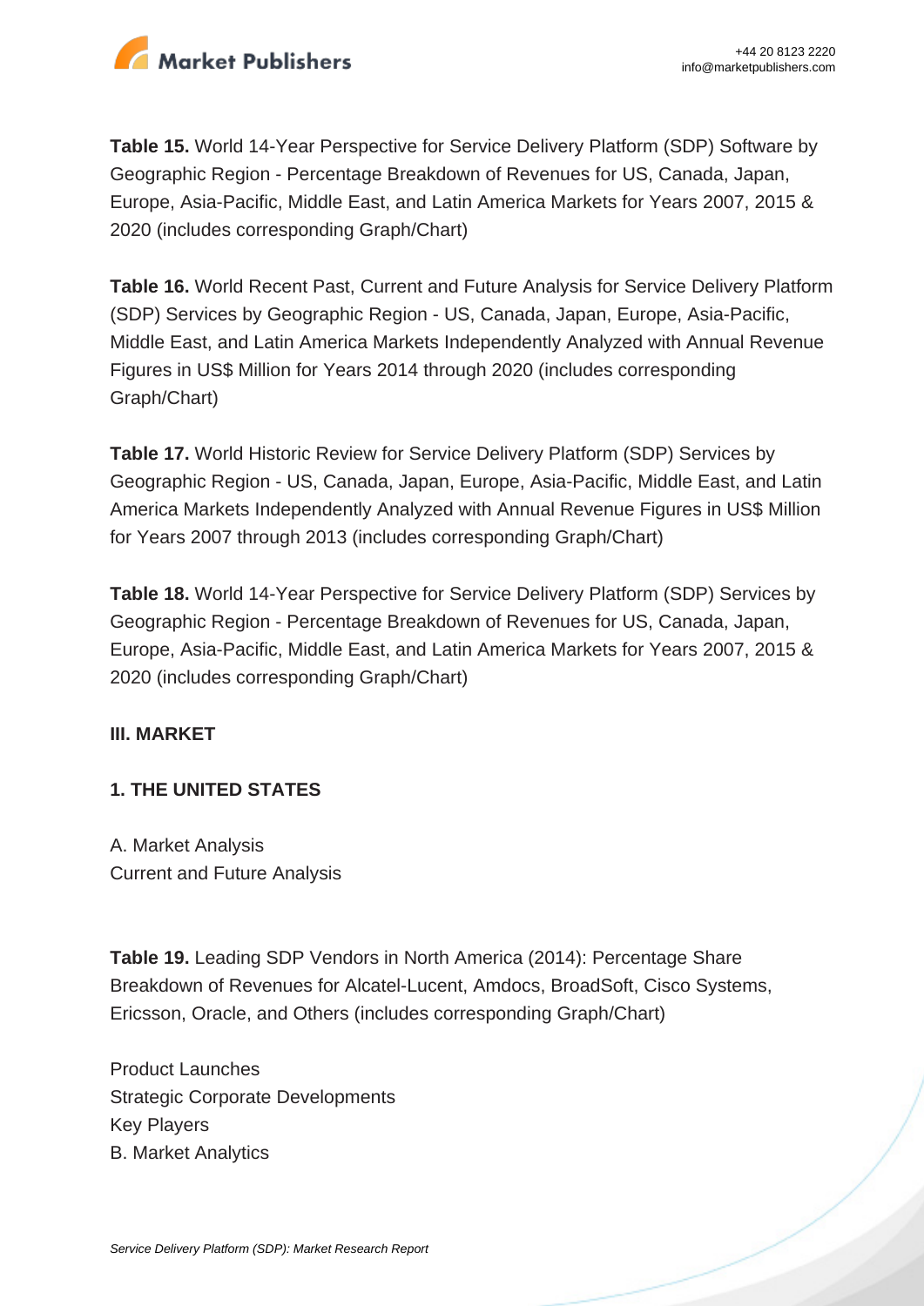**Table 15.** World 14-Year Perspective for Service Delivery Platform (SDP) Software by Geographic Region - Percentage Breakdown of Revenues for US, Canada, Japan, Europe, Asia-Pacific, Middle East, and Latin America Markets for Years 2007, 2015 & 2020 (includes corresponding Graph/Chart)

**Table 16.** World Recent Past, Current and Future Analysis for Service Delivery Platform (SDP) Services by Geographic Region - US, Canada, Japan, Europe, Asia-Pacific, Middle East, and Latin America Markets Independently Analyzed with Annual Revenue Figures in US$ Million for Years 2014 through 2020 (includes corresponding Graph/Chart)

**Table 17.** World Historic Review for Service Delivery Platform (SDP) Services by Geographic Region - US, Canada, Japan, Europe, Asia-Pacific, Middle East, and Latin America Markets Independently Analyzed with Annual Revenue Figures in US$ Million for Years 2007 through 2013 (includes corresponding Graph/Chart)

**Table 18.** World 14-Year Perspective for Service Delivery Platform (SDP) Services by Geographic Region - Percentage Breakdown of Revenues for US, Canada, Japan, Europe, Asia-Pacific, Middle East, and Latin America Markets for Years 2007, 2015 & 2020 (includes corresponding Graph/Chart)

**III. MARKET**

**1. THE UNITED STATES**

A. Market Analysis
Current and Future Analysis

**Table 19.** Leading SDP Vendors in North America (2014): Percentage Share Breakdown of Revenues for Alcatel-Lucent, Amdocs, BroadSoft, Cisco Systems, Ericsson, Oracle, and Others (includes corresponding Graph/Chart)

Product Launches
Strategic Corporate Developments
Key Players
B. Market Analytics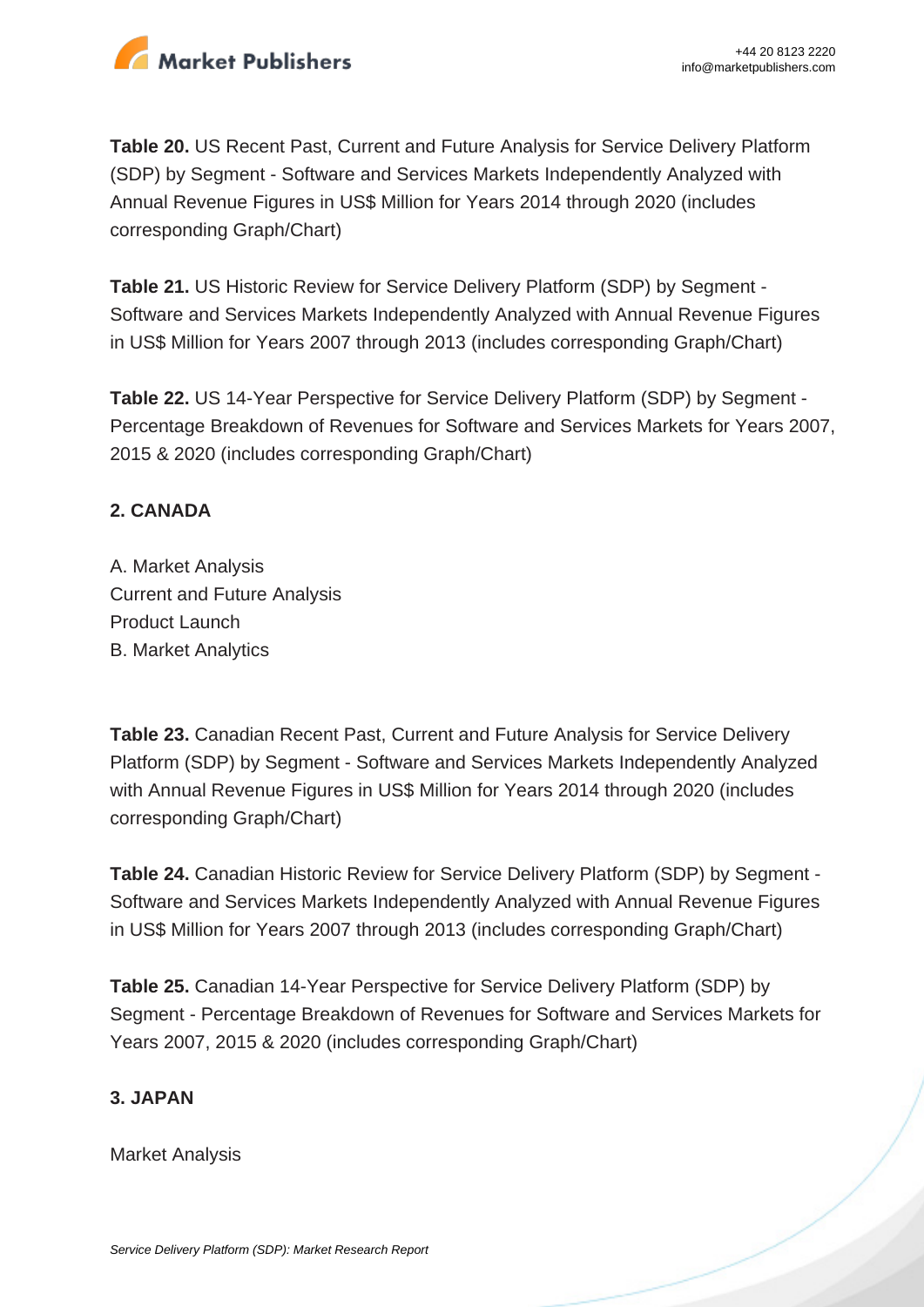**Table 20.** US Recent Past, Current and Future Analysis for Service Delivery Platform (SDP) by Segment - Software and Services Markets Independently Analyzed with Annual Revenue Figures in US$ Million for Years 2014 through 2020 (includes corresponding Graph/Chart)

**Table 21.** US Historic Review for Service Delivery Platform (SDP) by Segment - Software and Services Markets Independently Analyzed with Annual Revenue Figures in US$ Million for Years 2007 through 2013 (includes corresponding Graph/Chart)

**Table 22.** US 14-Year Perspective for Service Delivery Platform (SDP) by Segment - Percentage Breakdown of Revenues for Software and Services Markets for Years 2007, 2015 & 2020 (includes corresponding Graph/Chart)

**2. CANADA**

A. Market Analysis
Current and Future Analysis
Product Launch
B. Market Analytics

**Table 23.** Canadian Recent Past, Current and Future Analysis for Service Delivery Platform (SDP) by Segment - Software and Services Markets Independently Analyzed with Annual Revenue Figures in US$ Million for Years 2014 through 2020 (includes corresponding Graph/Chart)

**Table 24.** Canadian Historic Review for Service Delivery Platform (SDP) by Segment - Software and Services Markets Independently Analyzed with Annual Revenue Figures in US$ Million for Years 2007 through 2013 (includes corresponding Graph/Chart)

**Table 25.** Canadian 14-Year Perspective for Service Delivery Platform (SDP) by Segment - Percentage Breakdown of Revenues for Software and Services Markets for Years 2007, 2015 & 2020 (includes corresponding Graph/Chart)

**3. JAPAN**

Market Analysis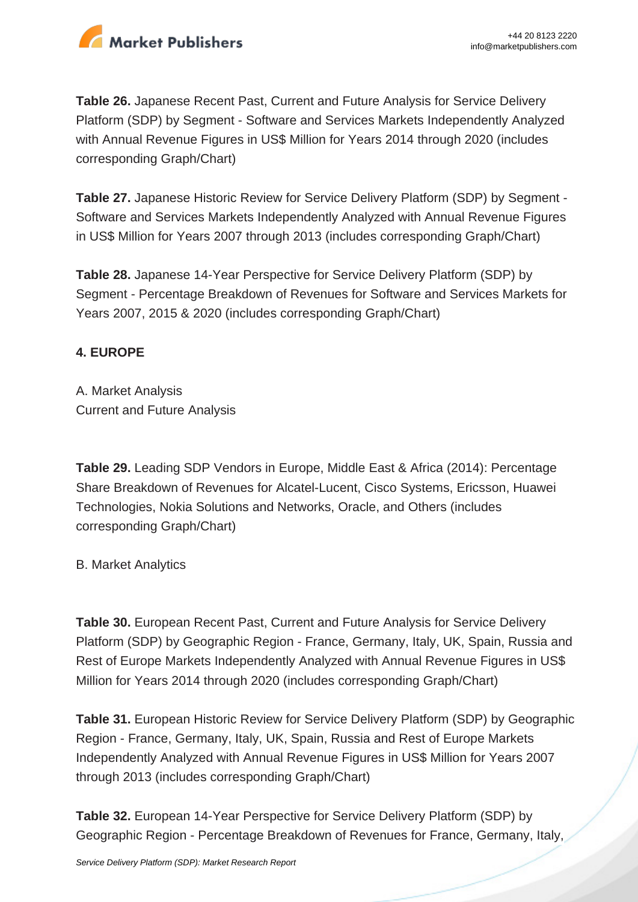**Table 26.** Japanese Recent Past, Current and Future Analysis for Service Delivery Platform (SDP) by Segment - Software and Services Markets Independently Analyzed with Annual Revenue Figures in US$ Million for Years 2014 through 2020 (includes corresponding Graph/Chart)

**Table 27.** Japanese Historic Review for Service Delivery Platform (SDP) by Segment - Software and Services Markets Independently Analyzed with Annual Revenue Figures in US$ Million for Years 2007 through 2013 (includes corresponding Graph/Chart)

**Table 28.** Japanese 14-Year Perspective for Service Delivery Platform (SDP) by Segment - Percentage Breakdown of Revenues for Software and Services Markets for Years 2007, 2015 & 2020 (includes corresponding Graph/Chart)

**4. EUROPE**

A. Market Analysis
Current and Future Analysis

**Table 29.** Leading SDP Vendors in Europe, Middle East & Africa (2014): Percentage Share Breakdown of Revenues for Alcatel-Lucent, Cisco Systems, Ericsson, Huawei Technologies, Nokia Solutions and Networks, Oracle, and Others (includes corresponding Graph/Chart)

B. Market Analytics

**Table 30.** European Recent Past, Current and Future Analysis for Service Delivery Platform (SDP) by Geographic Region - France, Germany, Italy, UK, Spain, Russia and Rest of Europe Markets Independently Analyzed with Annual Revenue Figures in US$ Million for Years 2014 through 2020 (includes corresponding Graph/Chart)

**Table 31.** European Historic Review for Service Delivery Platform (SDP) by Geographic Region - France, Germany, Italy, UK, Spain, Russia and Rest of Europe Markets Independently Analyzed with Annual Revenue Figures in US$ Million for Years 2007 through 2013 (includes corresponding Graph/Chart)

**Table 32.** European 14-Year Perspective for Service Delivery Platform (SDP) by Geographic Region - Percentage Breakdown of Revenues for France, Germany, Italy,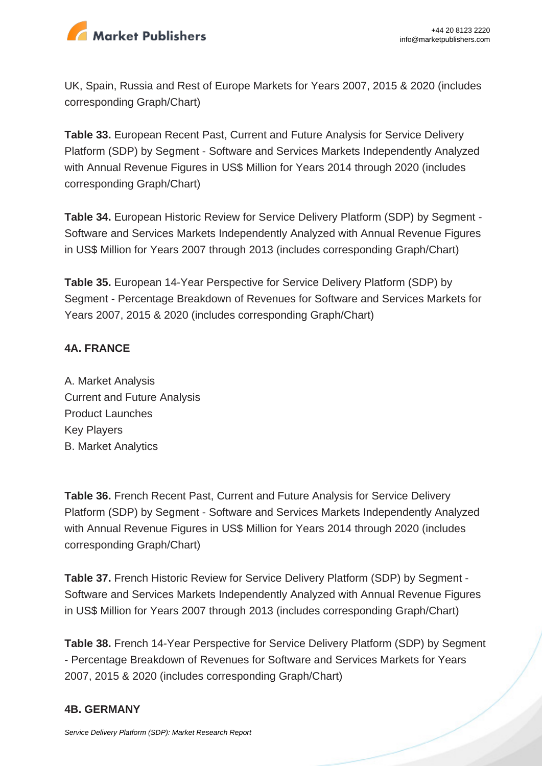UK, Spain, Russia and Rest of Europe Markets for Years 2007, 2015 & 2020 (includes corresponding Graph/Chart)

**Table 33.** European Recent Past, Current and Future Analysis for Service Delivery Platform (SDP) by Segment - Software and Services Markets Independently Analyzed with Annual Revenue Figures in US$ Million for Years 2014 through 2020 (includes corresponding Graph/Chart)

**Table 34.** European Historic Review for Service Delivery Platform (SDP) by Segment - Software and Services Markets Independently Analyzed with Annual Revenue Figures in US$ Million for Years 2007 through 2013 (includes corresponding Graph/Chart)

**Table 35.** European 14-Year Perspective for Service Delivery Platform (SDP) by Segment - Percentage Breakdown of Revenues for Software and Services Markets for Years 2007, 2015 & 2020 (includes corresponding Graph/Chart)

**4A. FRANCE**

A. Market Analysis
Current and Future Analysis
Product Launches
Key Players
B. Market Analytics

**Table 36.** French Recent Past, Current and Future Analysis for Service Delivery Platform (SDP) by Segment - Software and Services Markets Independently Analyzed with Annual Revenue Figures in US$ Million for Years 2014 through 2020 (includes corresponding Graph/Chart)

**Table 37.** French Historic Review for Service Delivery Platform (SDP) by Segment - Software and Services Markets Independently Analyzed with Annual Revenue Figures in US$ Million for Years 2007 through 2013 (includes corresponding Graph/Chart)

**Table 38.** French 14-Year Perspective for Service Delivery Platform (SDP) by Segment - Percentage Breakdown of Revenues for Software and Services Markets for Years 2007, 2015 & 2020 (includes corresponding Graph/Chart)

**4B. GERMANY**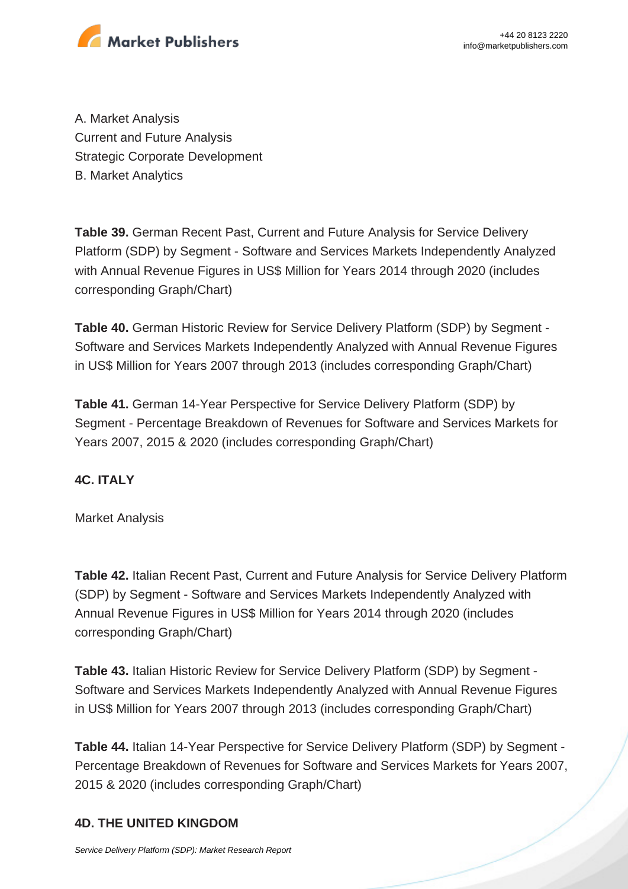A. Market Analysis
Current and Future Analysis
Strategic Corporate Development
B. Market Analytics

**Table 39.** German Recent Past, Current and Future Analysis for Service Delivery Platform (SDP) by Segment - Software and Services Markets Independently Analyzed with Annual Revenue Figures in US$ Million for Years 2014 through 2020 (includes corresponding Graph/Chart)

**Table 40.** German Historic Review for Service Delivery Platform (SDP) by Segment - Software and Services Markets Independently Analyzed with Annual Revenue Figures in US$ Million for Years 2007 through 2013 (includes corresponding Graph/Chart)

**Table 41.** German 14-Year Perspective for Service Delivery Platform (SDP) by Segment - Percentage Breakdown of Revenues for Software and Services Markets for Years 2007, 2015 & 2020 (includes corresponding Graph/Chart)

**4C. ITALY**

Market Analysis

**Table 42.** Italian Recent Past, Current and Future Analysis for Service Delivery Platform (SDP) by Segment - Software and Services Markets Independently Analyzed with Annual Revenue Figures in US$ Million for Years 2014 through 2020 (includes corresponding Graph/Chart)

**Table 43.** Italian Historic Review for Service Delivery Platform (SDP) by Segment - Software and Services Markets Independently Analyzed with Annual Revenue Figures in US$ Million for Years 2007 through 2013 (includes corresponding Graph/Chart)

**Table 44.** Italian 14-Year Perspective for Service Delivery Platform (SDP) by Segment - Percentage Breakdown of Revenues for Software and Services Markets for Years 2007, 2015 & 2020 (includes corresponding Graph/Chart)

**4D. THE UNITED KINGDOM**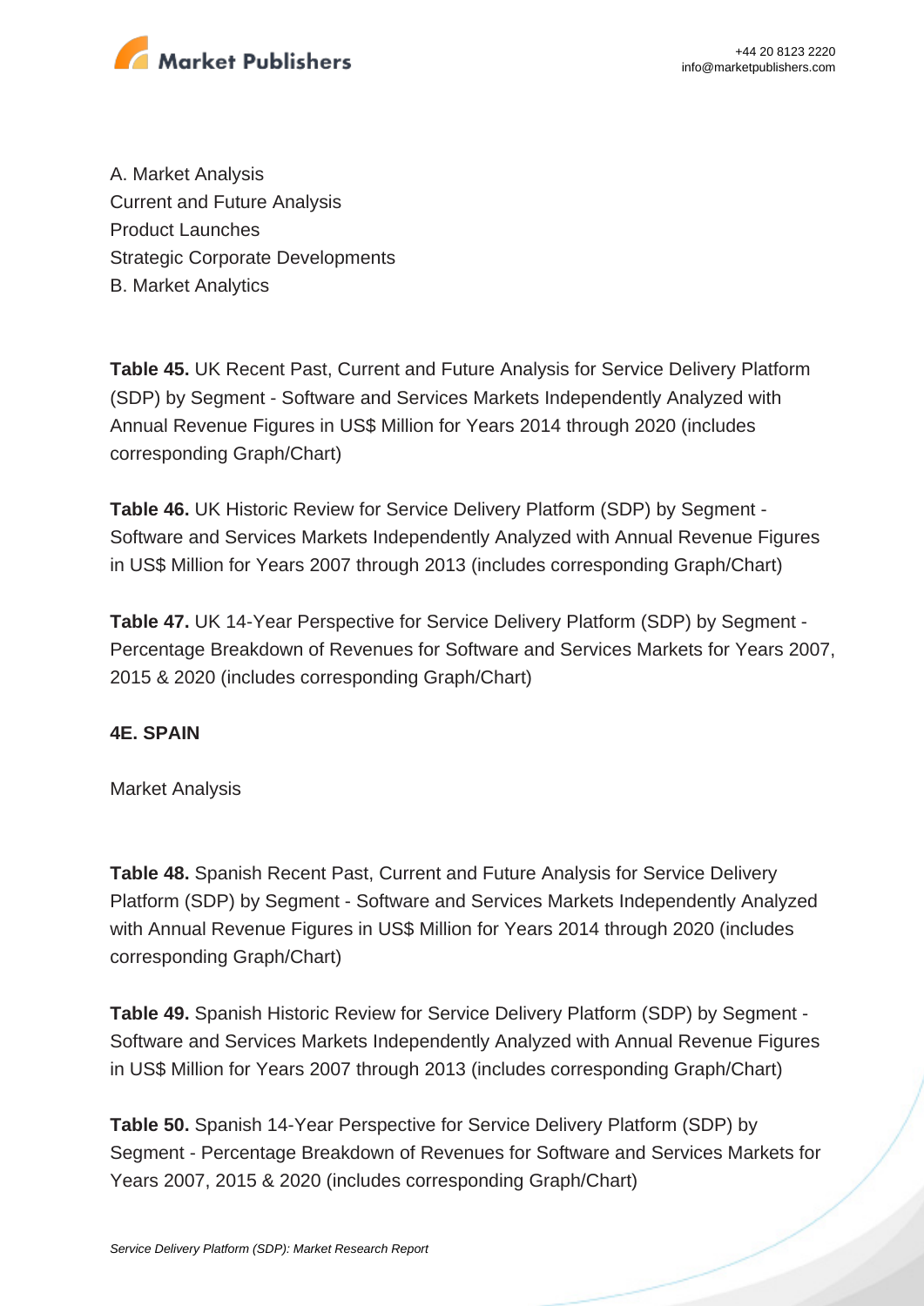A. Market Analysis
Current and Future Analysis
Product Launches
Strategic Corporate Developments
B. Market Analytics

**Table 45.** UK Recent Past, Current and Future Analysis for Service Delivery Platform (SDP) by Segment - Software and Services Markets Independently Analyzed with Annual Revenue Figures in US$ Million for Years 2014 through 2020 (includes corresponding Graph/Chart)

**Table 46.** UK Historic Review for Service Delivery Platform (SDP) by Segment - Software and Services Markets Independently Analyzed with Annual Revenue Figures in US$ Million for Years 2007 through 2013 (includes corresponding Graph/Chart)

**Table 47.** UK 14-Year Perspective for Service Delivery Platform (SDP) by Segment - Percentage Breakdown of Revenues for Software and Services Markets for Years 2007, 2015 & 2020 (includes corresponding Graph/Chart)

**4E. SPAIN**

Market Analysis

**Table 48.** Spanish Recent Past, Current and Future Analysis for Service Delivery Platform (SDP) by Segment - Software and Services Markets Independently Analyzed with Annual Revenue Figures in US$ Million for Years 2014 through 2020 (includes corresponding Graph/Chart)

**Table 49.** Spanish Historic Review for Service Delivery Platform (SDP) by Segment - Software and Services Markets Independently Analyzed with Annual Revenue Figures in US$ Million for Years 2007 through 2013 (includes corresponding Graph/Chart)

**Table 50.** Spanish 14-Year Perspective for Service Delivery Platform (SDP) by Segment - Percentage Breakdown of Revenues for Software and Services Markets for Years 2007, 2015 & 2020 (includes corresponding Graph/Chart)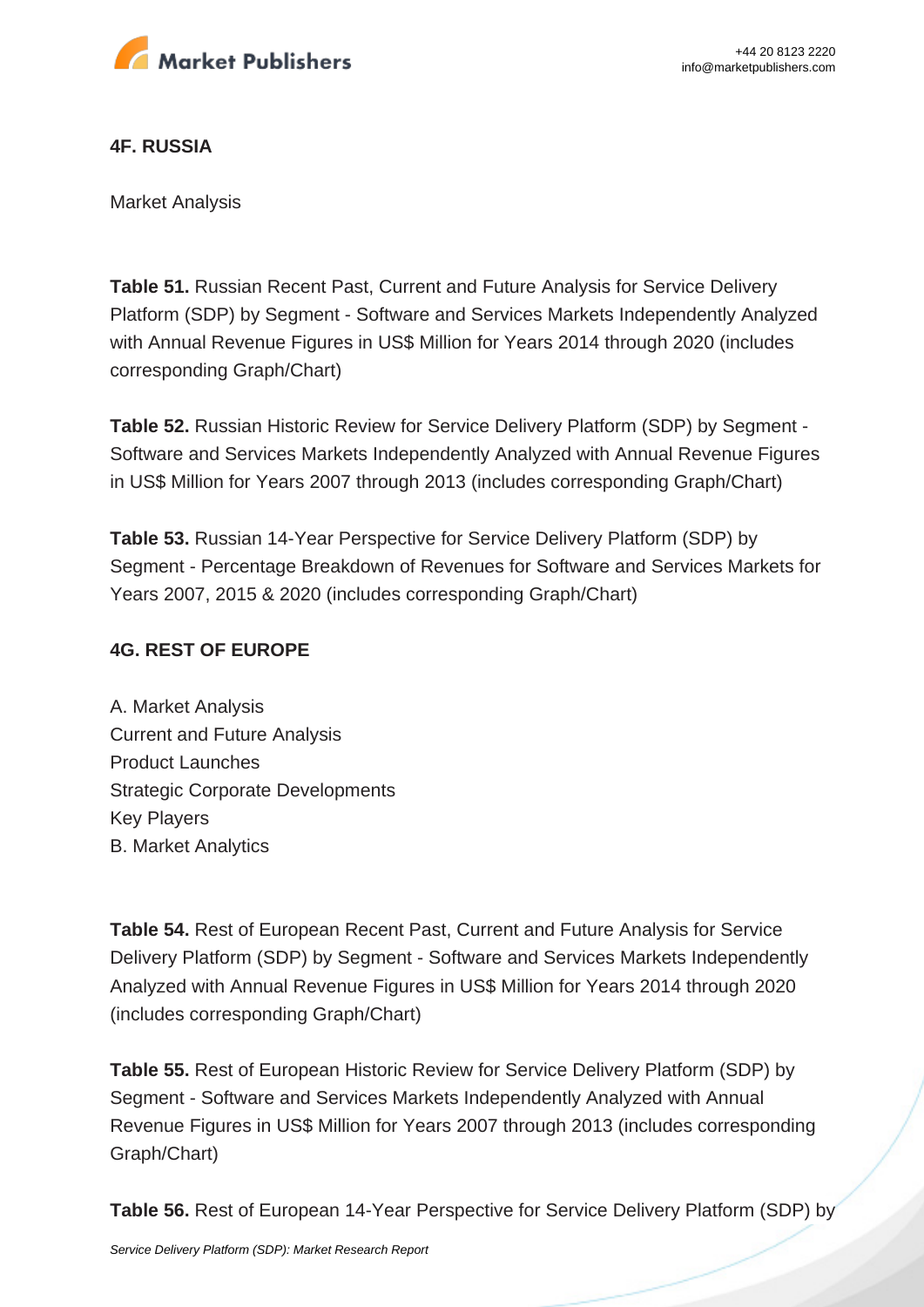#### 4F. RUSSIA

Market Analysis

**Table 51.** Russian Recent Past, Current and Future Analysis for Service Delivery Platform (SDP) by Segment - Software and Services Markets Independently Analyzed with Annual Revenue Figures in US$ Million for Years 2014 through 2020 (includes corresponding Graph/Chart)

**Table 52.** Russian Historic Review for Service Delivery Platform (SDP) by Segment - Software and Services Markets Independently Analyzed with Annual Revenue Figures in US$ Million for Years 2007 through 2013 (includes corresponding Graph/Chart)

**Table 53.** Russian 14-Year Perspective for Service Delivery Platform (SDP) by Segment - Percentage Breakdown of Revenues for Software and Services Markets for Years 2007, 2015 & 2020 (includes corresponding Graph/Chart)

#### 4G. REST OF EUROPE

A. Market Analysis
Current and Future Analysis
Product Launches
Strategic Corporate Developments
Key Players
B. Market Analytics

**Table 54.** Rest of European Recent Past, Current and Future Analysis for Service Delivery Platform (SDP) by Segment - Software and Services Markets Independently Analyzed with Annual Revenue Figures in US$ Million for Years 2014 through 2020 (includes corresponding Graph/Chart)

**Table 55.** Rest of European Historic Review for Service Delivery Platform (SDP) by Segment - Software and Services Markets Independently Analyzed with Annual Revenue Figures in US$ Million for Years 2007 through 2013 (includes corresponding Graph/Chart)

**Table 56.** Rest of European 14-Year Perspective for Service Delivery Platform (SDP) by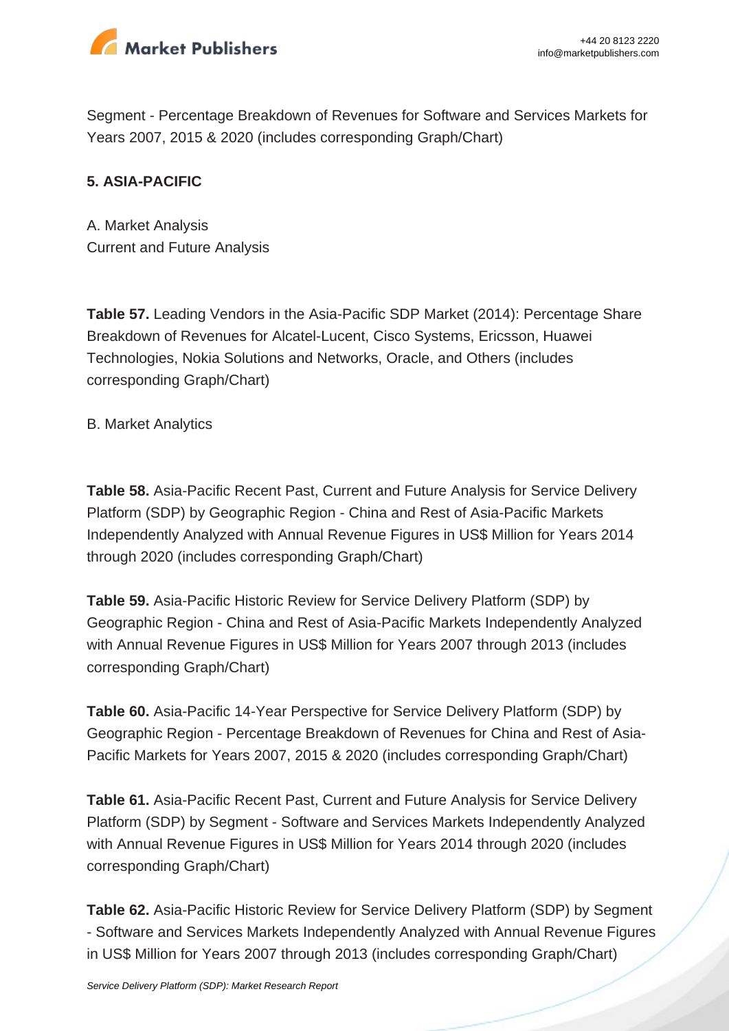Segment - Percentage Breakdown of Revenues for Software and Services Markets for Years 2007, 2015 & 2020 (includes corresponding Graph/Chart)

**5. ASIA-PACIFIC**

A. Market Analysis
Current and Future Analysis

**Table 57.** Leading Vendors in the Asia-Pacific SDP Market (2014): Percentage Share Breakdown of Revenues for Alcatel-Lucent, Cisco Systems, Ericsson, Huawei Technologies, Nokia Solutions and Networks, Oracle, and Others (includes corresponding Graph/Chart)

B. Market Analytics

**Table 58.** Asia-Pacific Recent Past, Current and Future Analysis for Service Delivery Platform (SDP) by Geographic Region - China and Rest of Asia-Pacific Markets Independently Analyzed with Annual Revenue Figures in US$ Million for Years 2014 through 2020 (includes corresponding Graph/Chart)

**Table 59.** Asia-Pacific Historic Review for Service Delivery Platform (SDP) by Geographic Region - China and Rest of Asia-Pacific Markets Independently Analyzed with Annual Revenue Figures in US$ Million for Years 2007 through 2013 (includes corresponding Graph/Chart)

**Table 60.** Asia-Pacific 14-Year Perspective for Service Delivery Platform (SDP) by Geographic Region - Percentage Breakdown of Revenues for China and Rest of Asia-Pacific Markets for Years 2007, 2015 & 2020 (includes corresponding Graph/Chart)

**Table 61.** Asia-Pacific Recent Past, Current and Future Analysis for Service Delivery Platform (SDP) by Segment - Software and Services Markets Independently Analyzed with Annual Revenue Figures in US$ Million for Years 2014 through 2020 (includes corresponding Graph/Chart)

**Table 62.** Asia-Pacific Historic Review for Service Delivery Platform (SDP) by Segment - Software and Services Markets Independently Analyzed with Annual Revenue Figures in US$ Million for Years 2007 through 2013 (includes corresponding Graph/Chart)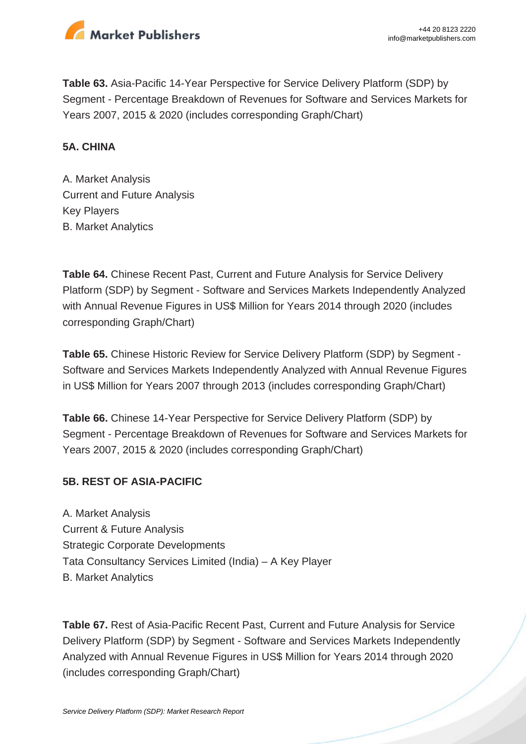**Table 63.** Asia-Pacific 14-Year Perspective for Service Delivery Platform (SDP) by Segment - Percentage Breakdown of Revenues for Software and Services Markets for Years 2007, 2015 & 2020 (includes corresponding Graph/Chart)

**5A. CHINA**

A. Market Analysis
Current and Future Analysis
Key Players
B. Market Analytics

**Table 64.** Chinese Recent Past, Current and Future Analysis for Service Delivery Platform (SDP) by Segment - Software and Services Markets Independently Analyzed with Annual Revenue Figures in US$ Million for Years 2014 through 2020 (includes corresponding Graph/Chart)

**Table 65.** Chinese Historic Review for Service Delivery Platform (SDP) by Segment - Software and Services Markets Independently Analyzed with Annual Revenue Figures in US$ Million for Years 2007 through 2013 (includes corresponding Graph/Chart)

**Table 66.** Chinese 14-Year Perspective for Service Delivery Platform (SDP) by Segment - Percentage Breakdown of Revenues for Software and Services Markets for Years 2007, 2015 & 2020 (includes corresponding Graph/Chart)

**5B. REST OF ASIA-PACIFIC**

A. Market Analysis
Current & Future Analysis
Strategic Corporate Developments
Tata Consultancy Services Limited (India) – A Key Player
B. Market Analytics

**Table 67.** Rest of Asia-Pacific Recent Past, Current and Future Analysis for Service Delivery Platform (SDP) by Segment - Software and Services Markets Independently Analyzed with Annual Revenue Figures in US$ Million for Years 2014 through 2020 (includes corresponding Graph/Chart)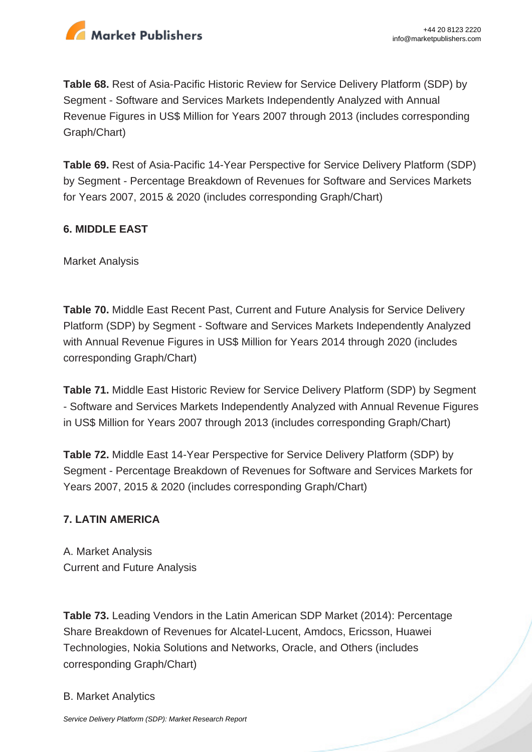**Table 68.** Rest of Asia-Pacific Historic Review for Service Delivery Platform (SDP) by Segment - Software and Services Markets Independently Analyzed with Annual Revenue Figures in US$ Million for Years 2007 through 2013 (includes corresponding Graph/Chart)

**Table 69.** Rest of Asia-Pacific 14-Year Perspective for Service Delivery Platform (SDP) by Segment - Percentage Breakdown of Revenues for Software and Services Markets for Years 2007, 2015 & 2020 (includes corresponding Graph/Chart)

**6. MIDDLE EAST**

Market Analysis

**Table 70.** Middle East Recent Past, Current and Future Analysis for Service Delivery Platform (SDP) by Segment - Software and Services Markets Independently Analyzed with Annual Revenue Figures in US$ Million for Years 2014 through 2020 (includes corresponding Graph/Chart)

**Table 71.** Middle East Historic Review for Service Delivery Platform (SDP) by Segment - Software and Services Markets Independently Analyzed with Annual Revenue Figures in US$ Million for Years 2007 through 2013 (includes corresponding Graph/Chart)

**Table 72.** Middle East 14-Year Perspective for Service Delivery Platform (SDP) by Segment - Percentage Breakdown of Revenues for Software and Services Markets for Years 2007, 2015 & 2020 (includes corresponding Graph/Chart)

**7. LATIN AMERICA**

A. Market Analysis
Current and Future Analysis

**Table 73.** Leading Vendors in the Latin American SDP Market (2014): Percentage Share Breakdown of Revenues for Alcatel-Lucent, Amdocs, Ericsson, Huawei Technologies, Nokia Solutions and Networks, Oracle, and Others (includes corresponding Graph/Chart)

B. Market Analytics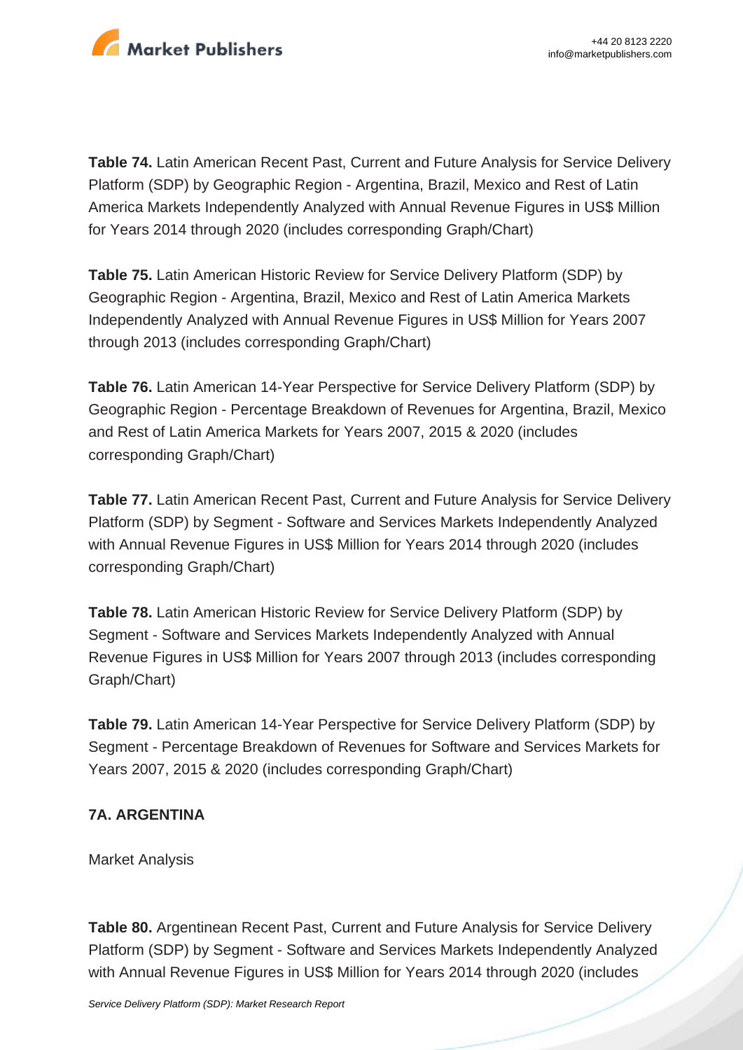**Table 74.** Latin American Recent Past, Current and Future Analysis for Service Delivery Platform (SDP) by Geographic Region - Argentina, Brazil, Mexico and Rest of Latin America Markets Independently Analyzed with Annual Revenue Figures in US$ Million for Years 2014 through 2020 (includes corresponding Graph/Chart)

**Table 75.** Latin American Historic Review for Service Delivery Platform (SDP) by Geographic Region - Argentina, Brazil, Mexico and Rest of Latin America Markets Independently Analyzed with Annual Revenue Figures in US$ Million for Years 2007 through 2013 (includes corresponding Graph/Chart)

**Table 76.** Latin American 14-Year Perspective for Service Delivery Platform (SDP) by Geographic Region - Percentage Breakdown of Revenues for Argentina, Brazil, Mexico and Rest of Latin America Markets for Years 2007, 2015 & 2020 (includes corresponding Graph/Chart)

**Table 77.** Latin American Recent Past, Current and Future Analysis for Service Delivery Platform (SDP) by Segment - Software and Services Markets Independently Analyzed with Annual Revenue Figures in US$ Million for Years 2014 through 2020 (includes corresponding Graph/Chart)

**Table 78.** Latin American Historic Review for Service Delivery Platform (SDP) by Segment - Software and Services Markets Independently Analyzed with Annual Revenue Figures in US$ Million for Years 2007 through 2013 (includes corresponding Graph/Chart)

**Table 79.** Latin American 14-Year Perspective for Service Delivery Platform (SDP) by Segment - Percentage Breakdown of Revenues for Software and Services Markets for Years 2007, 2015 & 2020 (includes corresponding Graph/Chart)

**7A. ARGENTINA**

Market Analysis

**Table 80.** Argentinean Recent Past, Current and Future Analysis for Service Delivery Platform (SDP) by Segment - Software and Services Markets Independently Analyzed with Annual Revenue Figures in US$ Million for Years 2014 through 2020 (includes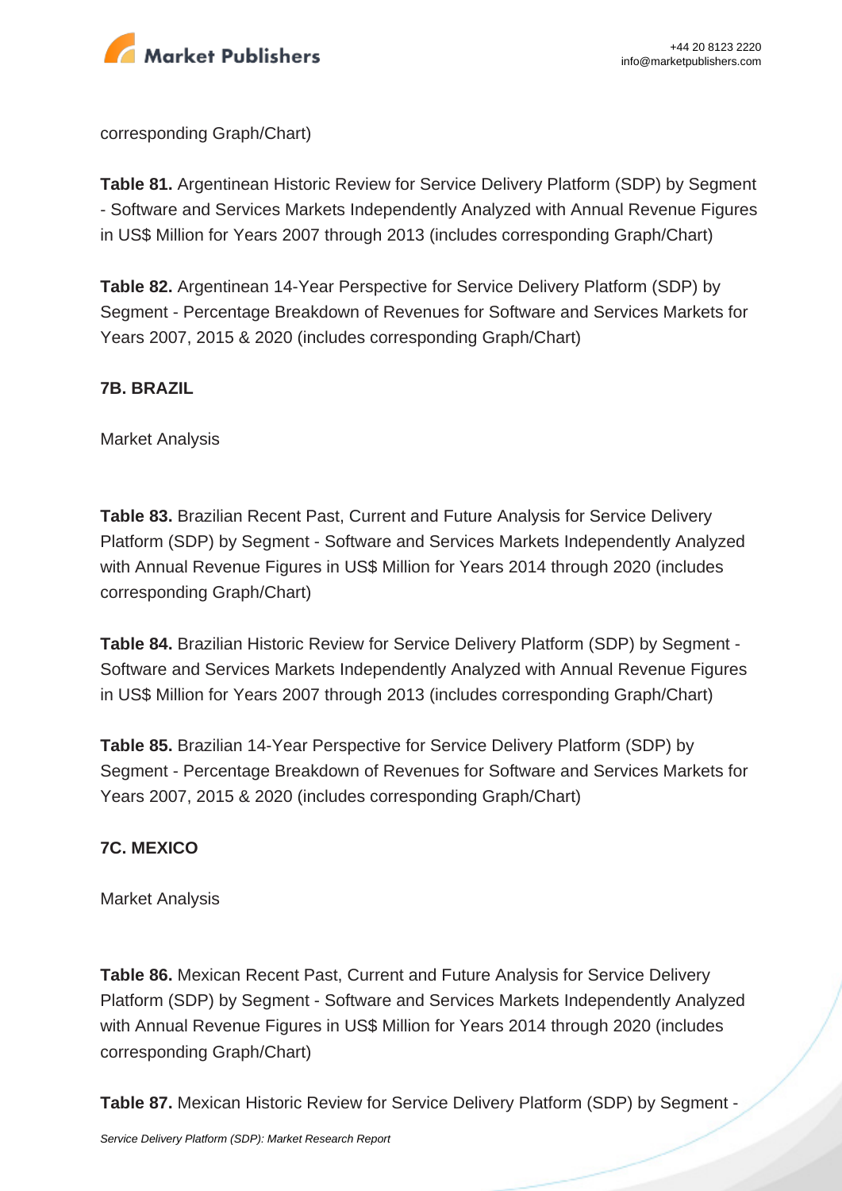corresponding Graph/Chart)

**Table 81.** Argentinean Historic Review for Service Delivery Platform (SDP) by Segment - Software and Services Markets Independently Analyzed with Annual Revenue Figures in US$ Million for Years 2007 through 2013 (includes corresponding Graph/Chart)

**Table 82.** Argentinean 14-Year Perspective for Service Delivery Platform (SDP) by Segment - Percentage Breakdown of Revenues for Software and Services Markets for Years 2007, 2015 & 2020 (includes corresponding Graph/Chart)

**7B. BRAZIL**

Market Analysis

**Table 83.** Brazilian Recent Past, Current and Future Analysis for Service Delivery Platform (SDP) by Segment - Software and Services Markets Independently Analyzed with Annual Revenue Figures in US$ Million for Years 2014 through 2020 (includes corresponding Graph/Chart)

**Table 84.** Brazilian Historic Review for Service Delivery Platform (SDP) by Segment - Software and Services Markets Independently Analyzed with Annual Revenue Figures in US$ Million for Years 2007 through 2013 (includes corresponding Graph/Chart)

**Table 85.** Brazilian 14-Year Perspective for Service Delivery Platform (SDP) by Segment - Percentage Breakdown of Revenues for Software and Services Markets for Years 2007, 2015 & 2020 (includes corresponding Graph/Chart)

**7C. MEXICO**

Market Analysis

**Table 86.** Mexican Recent Past, Current and Future Analysis for Service Delivery Platform (SDP) by Segment - Software and Services Markets Independently Analyzed with Annual Revenue Figures in US$ Million for Years 2014 through 2020 (includes corresponding Graph/Chart)

**Table 87.** Mexican Historic Review for Service Delivery Platform (SDP) by Segment -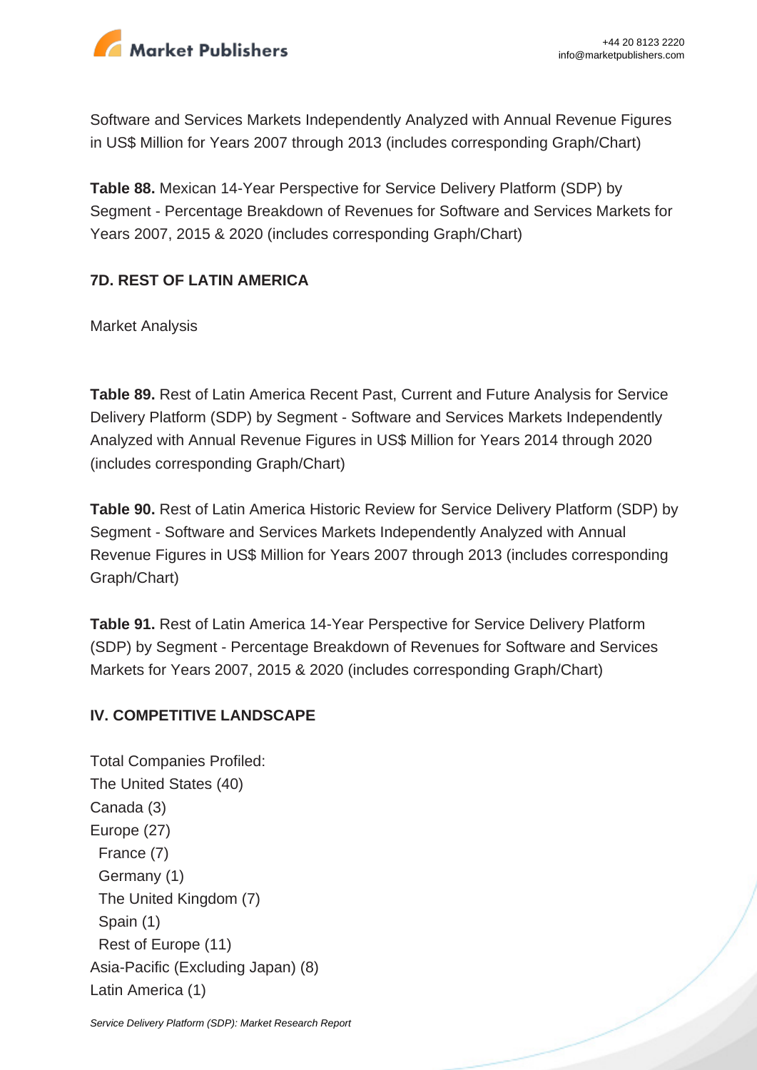Software and Services Markets Independently Analyzed with Annual Revenue Figures in US$ Million for Years 2007 through 2013 (includes corresponding Graph/Chart)

**Table 88.** Mexican 14-Year Perspective for Service Delivery Platform (SDP) by Segment - Percentage Breakdown of Revenues for Software and Services Markets for Years 2007, 2015 & 2020 (includes corresponding Graph/Chart)

**7D. REST OF LATIN AMERICA**

Market Analysis

**Table 89.** Rest of Latin America Recent Past, Current and Future Analysis for Service Delivery Platform (SDP) by Segment - Software and Services Markets Independently Analyzed with Annual Revenue Figures in US$ Million for Years 2014 through 2020 (includes corresponding Graph/Chart)

**Table 90.** Rest of Latin America Historic Review for Service Delivery Platform (SDP) by Segment - Software and Services Markets Independently Analyzed with Annual Revenue Figures in US$ Million for Years 2007 through 2013 (includes corresponding Graph/Chart)

**Table 91.** Rest of Latin America 14-Year Perspective for Service Delivery Platform (SDP) by Segment - Percentage Breakdown of Revenues for Software and Services Markets for Years 2007, 2015 & 2020 (includes corresponding Graph/Chart)

**IV. COMPETITIVE LANDSCAPE**

Total Companies Profiled:
The United States (40)
Canada (3)
Europe (27)
- France (7)
- Germany (1)
- The United Kingdom (7)
- Spain (1)
- Rest of Europe (11)

Asia-Pacific (Excluding Japan) (8)
Latin America (1)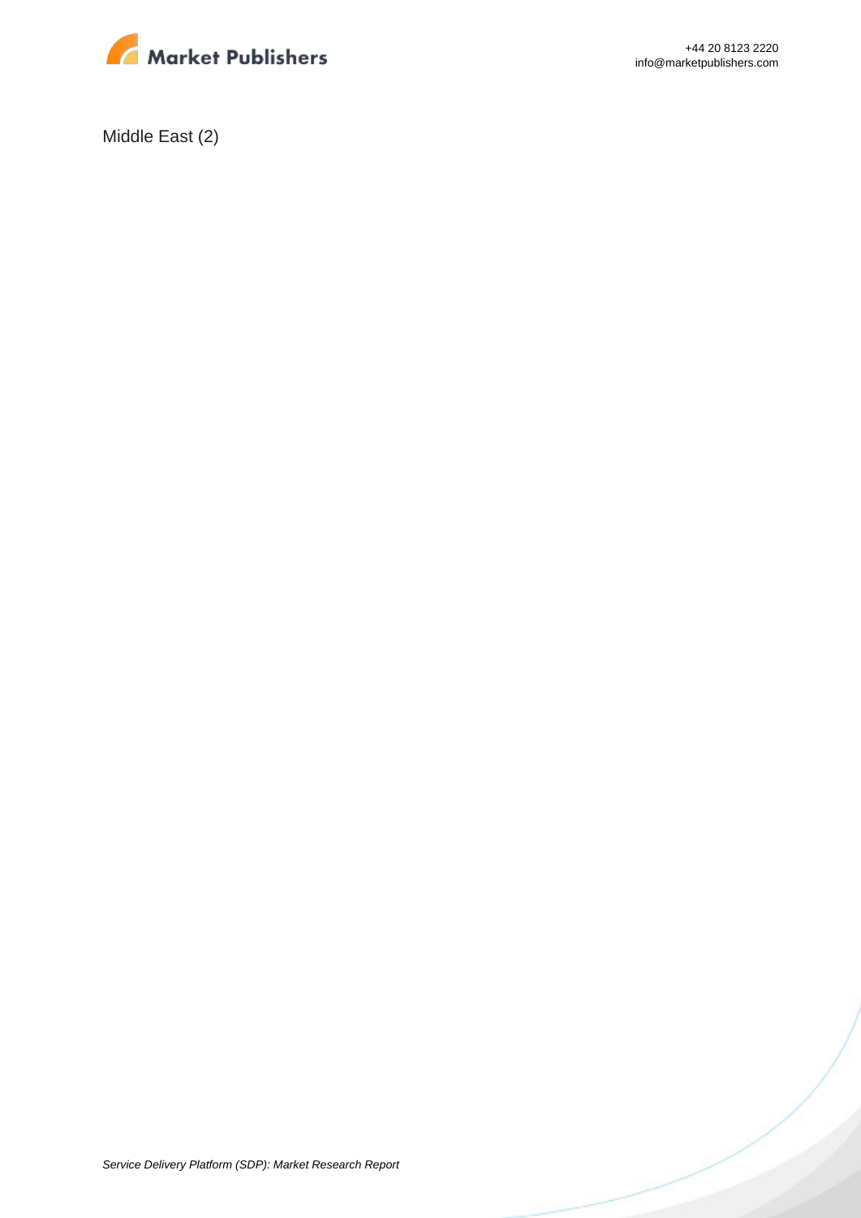Middle East (2)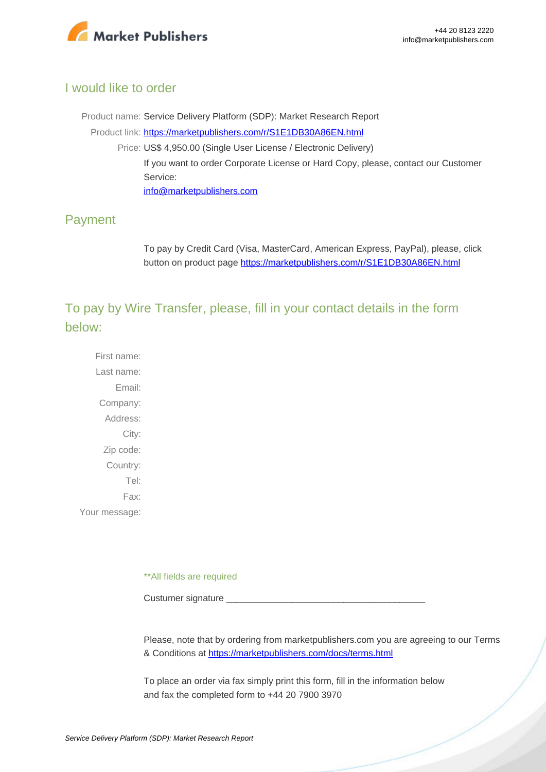## I would like to order

Product name: Service Delivery Platform (SDP): Market Research Report

Product link: https://marketpublishers.com/r/S1E1DB30A86EN.html

Price: US$ 4,950.00 (Single User License / Electronic Delivery)

If you want to order Corporate License or Hard Copy, please, contact our Customer Service:

info@marketpublishers.com

## Payment

To pay by Credit Card (Visa, MasterCard, American Express, PayPal), please, click button on product page https://marketpublishers.com/r/S1E1DB30A86EN.html

## To pay by Wire Transfer, please, fill in your contact details in the form below:

First name:

Last name:

Email:

Company:

Address:

City:

Zip code:

Country:

Tel:

Fax:

Your message:

**All fields are required

Custumer signature _______________________________________

Please, note that by ordering from marketpublishers.com you are agreeing to our Terms & Conditions at https://marketpublishers.com/docs/terms.html

To place an order via fax simply print this form, fill in the information below and fax the completed form to +44 20 7900 3970